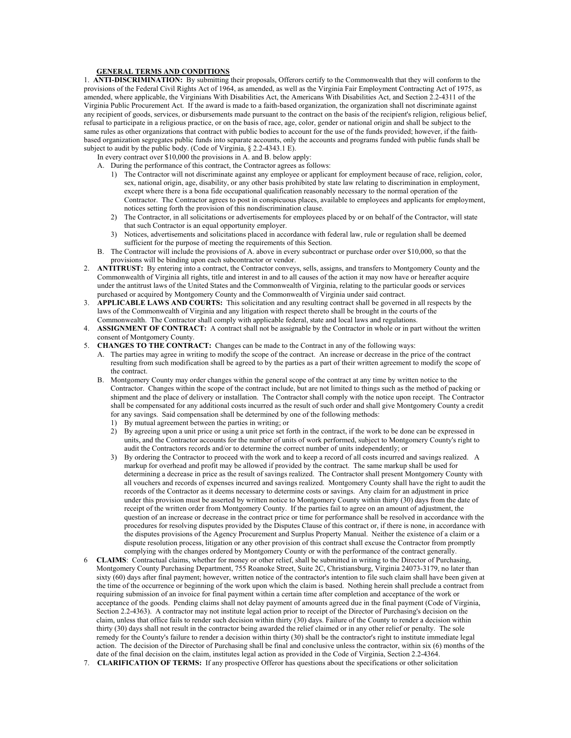## GENERAL TERMS AND CONDITIONS

1. **ANTI-DISCRIMINATION:** By submitting their proposals, Offerors certify to the Commonwealth that they will conform to the provisions of the Federal Civil Rights Act of 1964, as amended, as well as the Virginia Fair Employment Contracting Act of 1975, as amended, where applicable, the Virginians With Disabilities Act, the Americans With Disabilities Act, and Section 2.2-4311 of the Virginia Public Procurement Act. If the award is made to a faith-based organization, the organization shall not discriminate against any recipient of goods, services, or disbursements made pursuant to the contract on the basis of the recipient's religion, religious belief, refusal to participate in a religious practice, or on the basis of race, age, color, gender or national origin and shall be subject to the same rules as other organizations that contract with public bodies to account for the use of the funds provided; however, if the faith-based organization segregates public funds into separate accounts, only the accounts and programs funded with public funds shall be subject to audit by the public body. (Code of Virginia, § 2.2-4343.1 E).

   In every contract over $10,000 the provisions in A. and B. below apply:

   A. During the performance of this contract, the Contractor agrees as follows:
      1) The Contractor will not discriminate against any employee or applicant for employment because of race, religion, color, sex, national origin, age, disability, or any other basis prohibited by state law relating to discrimination in employment, except where there is a bona fide occupational qualification reasonably necessary to the normal operation of the Contractor. The Contractor agrees to post in conspicuous places, available to employees and applicants for employment, notices setting forth the provision of this nondiscrimination clause.
      2) The Contractor, in all solicitations or advertisements for employees placed by or on behalf of the Contractor, will state that such Contractor is an equal opportunity employer.
      3) Notices, advertisements and solicitations placed in accordance with federal law, rule or regulation shall be deemed sufficient for the purpose of meeting the requirements of this Section.

   B. The Contractor will include the provisions of A. above in every subcontract or purchase order over $10,000, so that the provisions will be binding upon each subcontractor or vendor.

2. **ANTITRUST:** By entering into a contract, the Contractor conveys, sells, assigns, and transfers to Montgomery County and the Commonwealth of Virginia all rights, title and interest in and to all causes of the action it may now have or hereafter acquire under the antitrust laws of the United States and the Commonwealth of Virginia, relating to the particular goods or services purchased or acquired by Montgomery County and the Commonwealth of Virginia under said contract.

3. **APPLICABLE LAWS AND COURTS:** This solicitation and any resulting contract shall be governed in all respects by the laws of the Commonwealth of Virginia and any litigation with respect thereto shall be brought in the courts of the Commonwealth. The Contractor shall comply with applicable federal, state and local laws and regulations.

4. **ASSIGNMENT OF CONTRACT:** A contract shall not be assignable by the Contractor in whole or in part without the written consent of Montgomery County.

5. **CHANGES TO THE CONTRACT:** Changes can be made to the Contract in any of the following ways:

   A. The parties may agree in writing to modify the scope of the contract. An increase or decrease in the price of the contract resulting from such modification shall be agreed to by the parties as a part of their written agreement to modify the scope of the contract.

   B. Montgomery County may order changes within the general scope of the contract at any time by written notice to the Contractor. Changes within the scope of the contract include, but are not limited to things such as the method of packing or shipment and the place of delivery or installation. The Contractor shall comply with the notice upon receipt. The Contractor shall be compensated for any additional costs incurred as the result of such order and shall give Montgomery County a credit for any savings. Said compensation shall be determined by one of the following methods:
      1) By mutual agreement between the parties in writing; or
      2) By agreeing upon a unit price or using a unit price set forth in the contract, if the work to be done can be expressed in units, and the Contractor accounts for the number of units of work performed, subject to Montgomery County's right to audit the Contractors records and/or to determine the correct number of units independently; or
      3) By ordering the Contractor to proceed with the work and to keep a record of all costs incurred and savings realized. A markup for overhead and profit may be allowed if provided by the contract. The same markup shall be used for determining a decrease in price as the result of savings realized. The Contractor shall present Montgomery County with all vouchers and records of expenses incurred and savings realized. Montgomery County shall have the right to audit the records of the Contractor as it deems necessary to determine costs or savings. Any claim for an adjustment in price under this provision must be asserted by written notice to Montgomery County within thirty (30) days from the date of receipt of the written order from Montgomery County. If the parties fail to agree on an amount of adjustment, the question of an increase or decrease in the contract price or time for performance shall be resolved in accordance with the procedures for resolving disputes provided by the Disputes Clause of this contract or, if there is none, in accordance with the disputes provisions of the Agency Procurement and Surplus Property Manual. Neither the existence of a claim or a dispute resolution process, litigation or any other provision of this contract shall excuse the Contractor from promptly complying with the changes ordered by Montgomery County or with the performance of the contract generally.

6. **CLAIMS**: Contractual claims, whether for money or other relief, shall be submitted in writing to the Director of Purchasing, Montgomery County Purchasing Department, 755 Roanoke Street, Suite 2C, Christiansburg, Virginia 24073-3179, no later than sixty (60) days after final payment; however, written notice of the contractor's intention to file such claim shall have been given at the time of the occurrence or beginning of the work upon which the claim is based. Nothing herein shall preclude a contract from requiring submission of an invoice for final payment within a certain time after completion and acceptance of the work or acceptance of the goods. Pending claims shall not delay payment of amounts agreed due in the final payment (Code of Virginia, Section 2.2-4363). A contractor may not institute legal action prior to receipt of the Director of Purchasing's decision on the claim, unless that office fails to render such decision within thirty (30) days. Failure of the County to render a decision within thirty (30) days shall not result in the contractor being awarded the relief claimed or in any other relief or penalty. The sole remedy for the County's failure to render a decision within thirty (30) shall be the contractor's right to institute immediate legal action. The decision of the Director of Purchasing shall be final and conclusive unless the contractor, within six (6) months of the date of the final decision on the claim, institutes legal action as provided in the Code of Virginia, Section 2.2-4364.

7. **CLARIFICATION OF TERMS:** If any prospective Offeror has questions about the specifications or other solicitation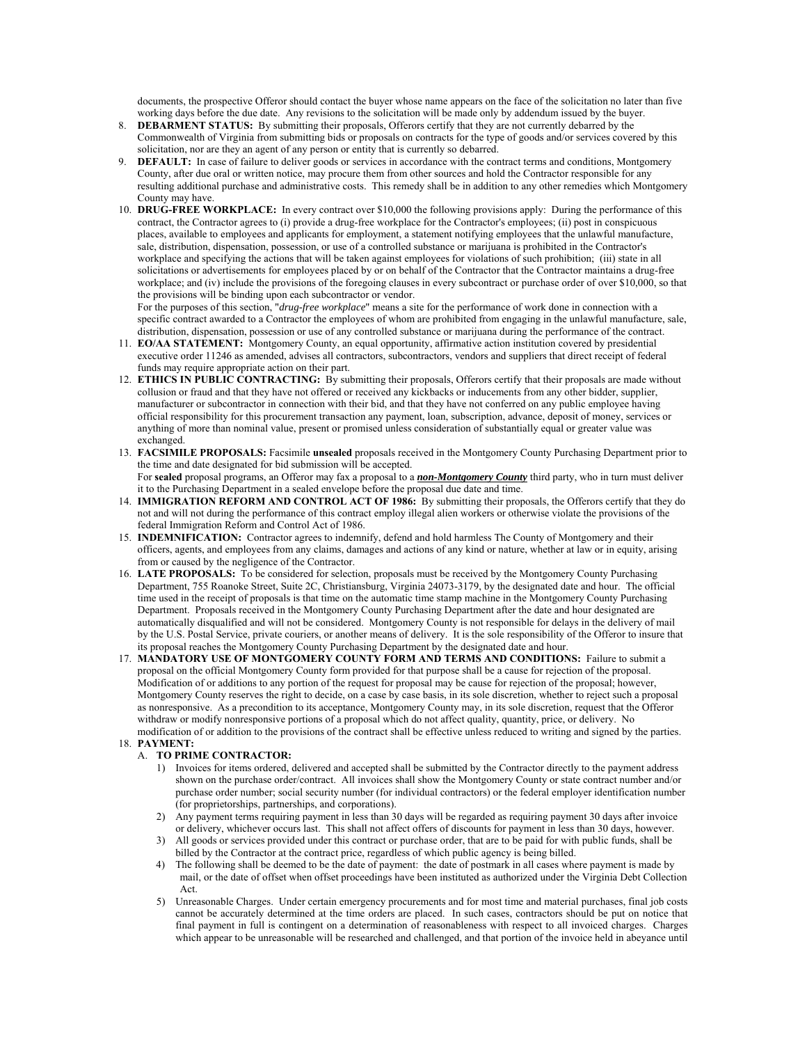documents, the prospective Offeror should contact the buyer whose name appears on the face of the solicitation no later than five working days before the due date. Any revisions to the solicitation will be made only by addendum issued by the buyer.

8. **DEBARMENT STATUS:** By submitting their proposals, Offerors certify that they are not currently debarred by the Commonwealth of Virginia from submitting bids or proposals on contracts for the type of goods and/or services covered by this solicitation, nor are they an agent of any person or entity that is currently so debarred.
9. **DEFAULT:** In case of failure to deliver goods or services in accordance with the contract terms and conditions, Montgomery County, after due oral or written notice, may procure them from other sources and hold the Contractor responsible for any resulting additional purchase and administrative costs. This remedy shall be in addition to any other remedies which Montgomery County may have.
10. **DRUG-FREE WORKPLACE:** In every contract over $10,000 the following provisions apply: During the performance of this contract, the Contractor agrees to (i) provide a drug-free workplace for the Contractor's employees; (ii) post in conspicuous places, available to employees and applicants for employment, a statement notifying employees that the unlawful manufacture, sale, distribution, dispensation, possession, or use of a controlled substance or marijuana is prohibited in the Contractor's workplace and specifying the actions that will be taken against employees for violations of such prohibition; (iii) state in all solicitations or advertisements for employees placed by or on behalf of the Contractor that the Contractor maintains a drug-free workplace; and (iv) include the provisions of the foregoing clauses in every subcontract or purchase order of over $10,000, so that the provisions will be binding upon each subcontractor or vendor.
    For the purposes of this section, "*drug-free workplace*" means a site for the performance of work done in connection with a specific contract awarded to a Contractor the employees of whom are prohibited from engaging in the unlawful manufacture, sale, distribution, dispensation, possession or use of any controlled substance or marijuana during the performance of the contract.
11. **EO/AA STATEMENT:** Montgomery County, an equal opportunity, affirmative action institution covered by presidential executive order 11246 as amended, advises all contractors, subcontractors, vendors and suppliers that direct receipt of federal funds may require appropriate action on their part.
12. **ETHICS IN PUBLIC CONTRACTING:** By submitting their proposals, Offerors certify that their proposals are made without collusion or fraud and that they have not offered or received any kickbacks or inducements from any other bidder, supplier, manufacturer or subcontractor in connection with their bid, and that they have not conferred on any public employee having official responsibility for this procurement transaction any payment, loan, subscription, advance, deposit of money, services or anything of more than nominal value, present or promised unless consideration of substantially equal or greater value was exchanged.
13. **FACSIMILE PROPOSALS:** Facsimile **unsealed** proposals received in the Montgomery County Purchasing Department prior to the time and date designated for bid submission will be accepted.
    For **sealed** proposal programs, an Offeror may fax a proposal to a ***non-Montgomery County*** third party, who in turn must deliver it to the Purchasing Department in a sealed envelope before the proposal due date and time.
14. **IMMIGRATION REFORM AND CONTROL ACT OF 1986:** By submitting their proposals, the Offerors certify that they do not and will not during the performance of this contract employ illegal alien workers or otherwise violate the provisions of the federal Immigration Reform and Control Act of 1986.
15. **INDEMNIFICATION:** Contractor agrees to indemnify, defend and hold harmless The County of Montgomery and their officers, agents, and employees from any claims, damages and actions of any kind or nature, whether at law or in equity, arising from or caused by the negligence of the Contractor.
16. **LATE PROPOSALS:** To be considered for selection, proposals must be received by the Montgomery County Purchasing Department, 755 Roanoke Street, Suite 2C, Christiansburg, Virginia 24073-3179, by the designated date and hour. The official time used in the receipt of proposals is that time on the automatic time stamp machine in the Montgomery County Purchasing Department. Proposals received in the Montgomery County Purchasing Department after the date and hour designated are automatically disqualified and will not be considered. Montgomery County is not responsible for delays in the delivery of mail by the U.S. Postal Service, private couriers, or another means of delivery. It is the sole responsibility of the Offeror to insure that its proposal reaches the Montgomery County Purchasing Department by the designated date and hour.
17. **MANDATORY USE OF MONTGOMERY COUNTY FORM AND TERMS AND CONDITIONS:** Failure to submit a proposal on the official Montgomery County form provided for that purpose shall be a cause for rejection of the proposal. Modification of or additions to any portion of the request for proposal may be cause for rejection of the proposal; however, Montgomery County reserves the right to decide, on a case by case basis, in its sole discretion, whether to reject such a proposal as nonresponsive. As a precondition to its acceptance, Montgomery County may, in its sole discretion, request that the Offeror withdraw or modify nonresponsive portions of a proposal which do not affect quality, quantity, price, or delivery. No modification of or addition to the provisions of the contract shall be effective unless reduced to writing and signed by the parties.
18. **PAYMENT:**
    A. **TO PRIME CONTRACTOR:**
       1) Invoices for items ordered, delivered and accepted shall be submitted by the Contractor directly to the payment address shown on the purchase order/contract. All invoices shall show the Montgomery County or state contract number and/or purchase order number; social security number (for individual contractors) or the federal employer identification number (for proprietorships, partnerships, and corporations).
       2) Any payment terms requiring payment in less than 30 days will be regarded as requiring payment 30 days after invoice or delivery, whichever occurs last. This shall not affect offers of discounts for payment in less than 30 days, however.
       3) All goods or services provided under this contract or purchase order, that are to be paid for with public funds, shall be billed by the Contractor at the contract price, regardless of which public agency is being billed.
       4) The following shall be deemed to be the date of payment: the date of postmark in all cases where payment is made by mail, or the date of offset when offset proceedings have been instituted as authorized under the Virginia Debt Collection Act.
       5) Unreasonable Charges. Under certain emergency procurements and for most time and material purchases, final job costs cannot be accurately determined at the time orders are placed. In such cases, contractors should be put on notice that final payment in full is contingent on a determination of reasonableness with respect to all invoiced charges. Charges which appear to be unreasonable will be researched and challenged, and that portion of the invoice held in abeyance until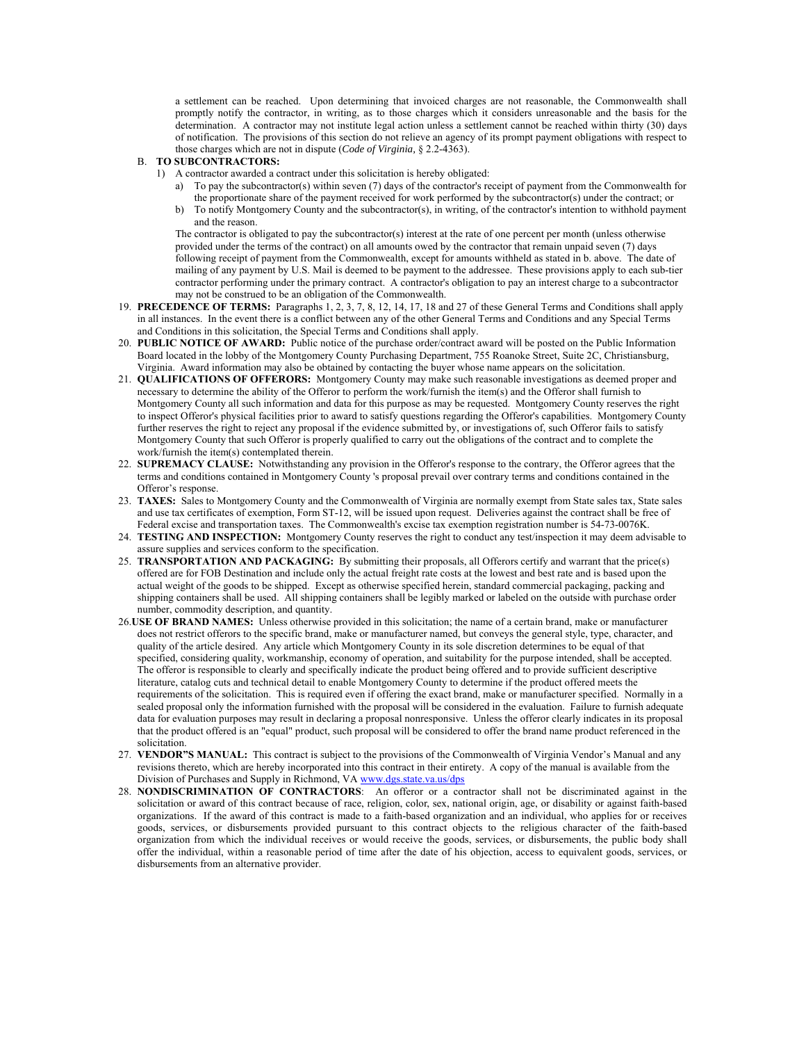a settlement can be reached. Upon determining that invoiced charges are not reasonable, the Commonwealth shall promptly notify the contractor, in writing, as to those charges which it considers unreasonable and the basis for the determination. A contractor may not institute legal action unless a settlement cannot be reached within thirty (30) days of notification. The provisions of this section do not relieve an agency of its prompt payment obligations with respect to those charges which are not in dispute (*Code of Virginia,* § 2.2-4363).

B. **TO SUBCONTRACTORS:**

1) A contractor awarded a contract under this solicitation is hereby obligated:

   a) To pay the subcontractor(s) within seven (7) days of the contractor's receipt of payment from the Commonwealth for the proportionate share of the payment received for work performed by the subcontractor(s) under the contract; or

   b) To notify Montgomery County and the subcontractor(s), in writing, of the contractor's intention to withhold payment and the reason.

   The contractor is obligated to pay the subcontractor(s) interest at the rate of one percent per month (unless otherwise provided under the terms of the contract) on all amounts owed by the contractor that remain unpaid seven (7) days following receipt of payment from the Commonwealth, except for amounts withheld as stated in b. above. The date of mailing of any payment by U.S. Mail is deemed to be payment to the addressee. These provisions apply to each sub-tier contractor performing under the primary contract. A contractor's obligation to pay an interest charge to a subcontractor may not be construed to be an obligation of the Commonwealth.

19. **PRECEDENCE OF TERMS:** Paragraphs 1, 2, 3, 7, 8, 12, 14, 17, 18 and 27 of these General Terms and Conditions shall apply in all instances. In the event there is a conflict between any of the other General Terms and Conditions and any Special Terms and Conditions in this solicitation, the Special Terms and Conditions shall apply.
20. **PUBLIC NOTICE OF AWARD:** Public notice of the purchase order/contract award will be posted on the Public Information Board located in the lobby of the Montgomery County Purchasing Department, 755 Roanoke Street, Suite 2C, Christiansburg, Virginia. Award information may also be obtained by contacting the buyer whose name appears on the solicitation.
21. **QUALIFICATIONS OF OFFERORS:** Montgomery County may make such reasonable investigations as deemed proper and necessary to determine the ability of the Offeror to perform the work/furnish the item(s) and the Offeror shall furnish to Montgomery County all such information and data for this purpose as may be requested. Montgomery County reserves the right to inspect Offeror's physical facilities prior to award to satisfy questions regarding the Offeror's capabilities. Montgomery County further reserves the right to reject any proposal if the evidence submitted by, or investigations of, such Offeror fails to satisfy Montgomery County that such Offeror is properly qualified to carry out the obligations of the contract and to complete the work/furnish the item(s) contemplated therein.
22. **SUPREMACY CLAUSE:** Notwithstanding any provision in the Offeror's response to the contrary, the Offeror agrees that the terms and conditions contained in Montgomery County 's proposal prevail over contrary terms and conditions contained in the Offeror's response.
23. **TAXES:** Sales to Montgomery County and the Commonwealth of Virginia are normally exempt from State sales tax, State sales and use tax certificates of exemption, Form ST-12, will be issued upon request. Deliveries against the contract shall be free of Federal excise and transportation taxes. The Commonwealth's excise tax exemption registration number is 54-73-0076K.
24. **TESTING AND INSPECTION:** Montgomery County reserves the right to conduct any test/inspection it may deem advisable to assure supplies and services conform to the specification.
25. **TRANSPORTATION AND PACKAGING:** By submitting their proposals, all Offerors certify and warrant that the price(s) offered are for FOB Destination and include only the actual freight rate costs at the lowest and best rate and is based upon the actual weight of the goods to be shipped. Except as otherwise specified herein, standard commercial packaging, packing and shipping containers shall be used. All shipping containers shall be legibly marked or labeled on the outside with purchase order number, commodity description, and quantity.
26. **USE OF BRAND NAMES:** Unless otherwise provided in this solicitation; the name of a certain brand, make or manufacturer does not restrict offerors to the specific brand, make or manufacturer named, but conveys the general style, type, character, and quality of the article desired. Any article which Montgomery County in its sole discretion determines to be equal of that specified, considering quality, workmanship, economy of operation, and suitability for the purpose intended, shall be accepted. The offeror is responsible to clearly and specifically indicate the product being offered and to provide sufficient descriptive literature, catalog cuts and technical detail to enable Montgomery County to determine if the product offered meets the requirements of the solicitation. This is required even if offering the exact brand, make or manufacturer specified. Normally in a sealed proposal only the information furnished with the proposal will be considered in the evaluation. Failure to furnish adequate data for evaluation purposes may result in declaring a proposal nonresponsive. Unless the offeror clearly indicates in its proposal that the product offered is an "equal" product, such proposal will be considered to offer the brand name product referenced in the solicitation.
27. **VENDOR"S MANUAL:** This contract is subject to the provisions of the Commonwealth of Virginia Vendor's Manual and any revisions thereto, which are hereby incorporated into this contract in their entirety. A copy of the manual is available from the Division of Purchases and Supply in Richmond, VA www.dgs.state.va.us/dps
28. **NONDISCRIMINATION OF CONTRACTORS**: An offeror or a contractor shall not be discriminated against in the solicitation or award of this contract because of race, religion, color, sex, national origin, age, or disability or against faith-based organizations. If the award of this contract is made to a faith-based organization and an individual, who applies for or receives goods, services, or disbursements provided pursuant to this contract objects to the religious character of the faith-based organization from which the individual receives or would receive the goods, services, or disbursements, the public body shall offer the individual, within a reasonable period of time after the date of his objection, access to equivalent goods, services, or disbursements from an alternative provider.